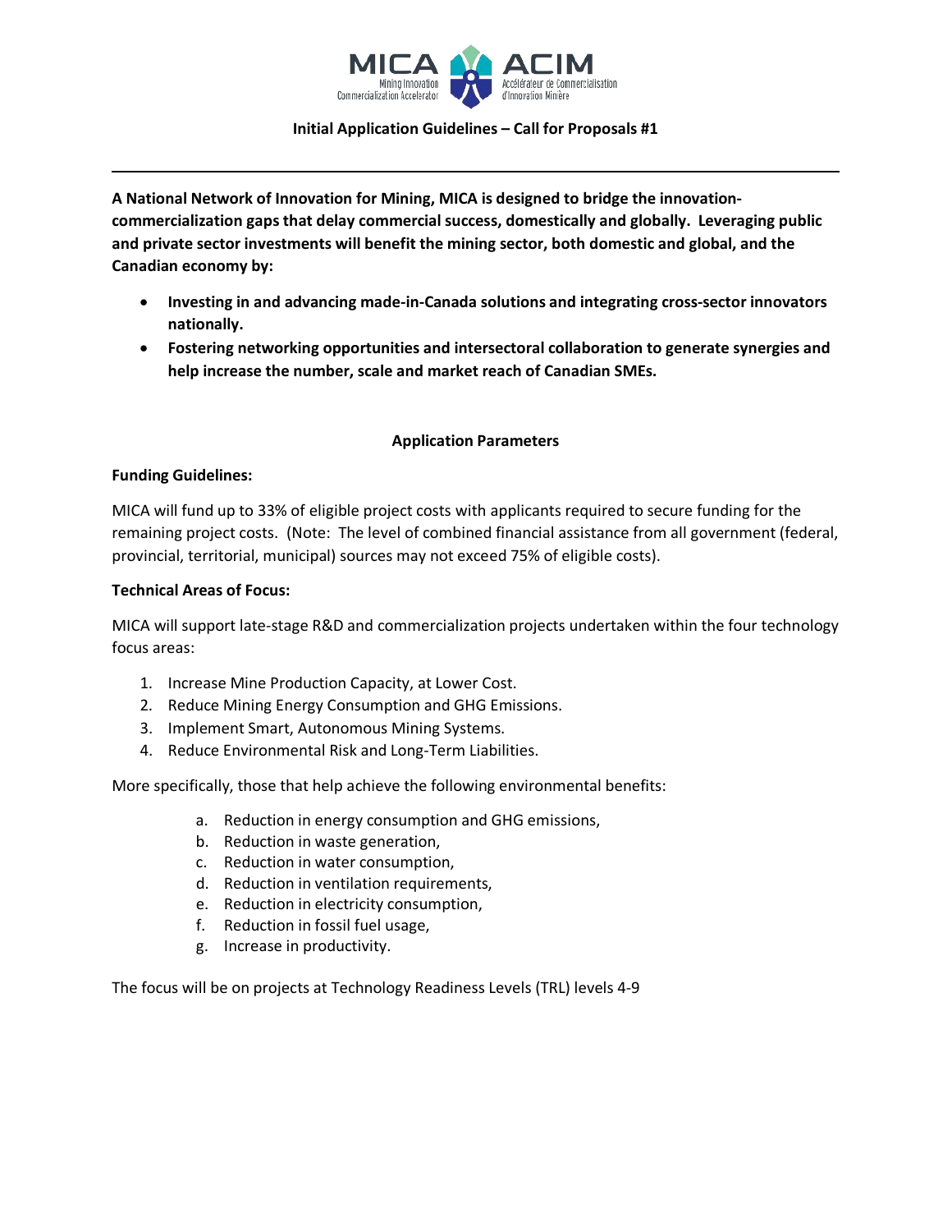**Initial Application Guidelines – Call for Proposals #1**

---

**A National Network of Innovation for Mining, MICA is designed to bridge the innovation-commercialization gaps that delay commercial success, domestically and globally. Leveraging public and private sector investments will benefit the mining sector, both domestic and global, and the Canadian economy by:**

- **Investing in and advancing made-in-Canada solutions and integrating cross-sector innovators nationally.**
- **Fostering networking opportunities and intersectoral collaboration to generate synergies and help increase the number, scale and market reach of Canadian SMEs.**

## Application Parameters

**Funding Guidelines:**

MICA will fund up to 33% of eligible project costs with applicants required to secure funding for the remaining project costs. (Note: The level of combined financial assistance from all government (federal, provincial, territorial, municipal) sources may not exceed 75% of eligible costs).

**Technical Areas of Focus:**

MICA will support late-stage R&D and commercialization projects undertaken within the four technology focus areas:

1. Increase Mine Production Capacity, at Lower Cost.
2. Reduce Mining Energy Consumption and GHG Emissions.
3. Implement Smart, Autonomous Mining Systems.
4. Reduce Environmental Risk and Long-Term Liabilities.

More specifically, those that help achieve the following environmental benefits:

a. Reduction in energy consumption and GHG emissions,
b. Reduction in waste generation,
c. Reduction in water consumption,
d. Reduction in ventilation requirements,
e. Reduction in electricity consumption,
f. Reduction in fossil fuel usage,
g. Increase in productivity.

The focus will be on projects at Technology Readiness Levels (TRL) levels 4-9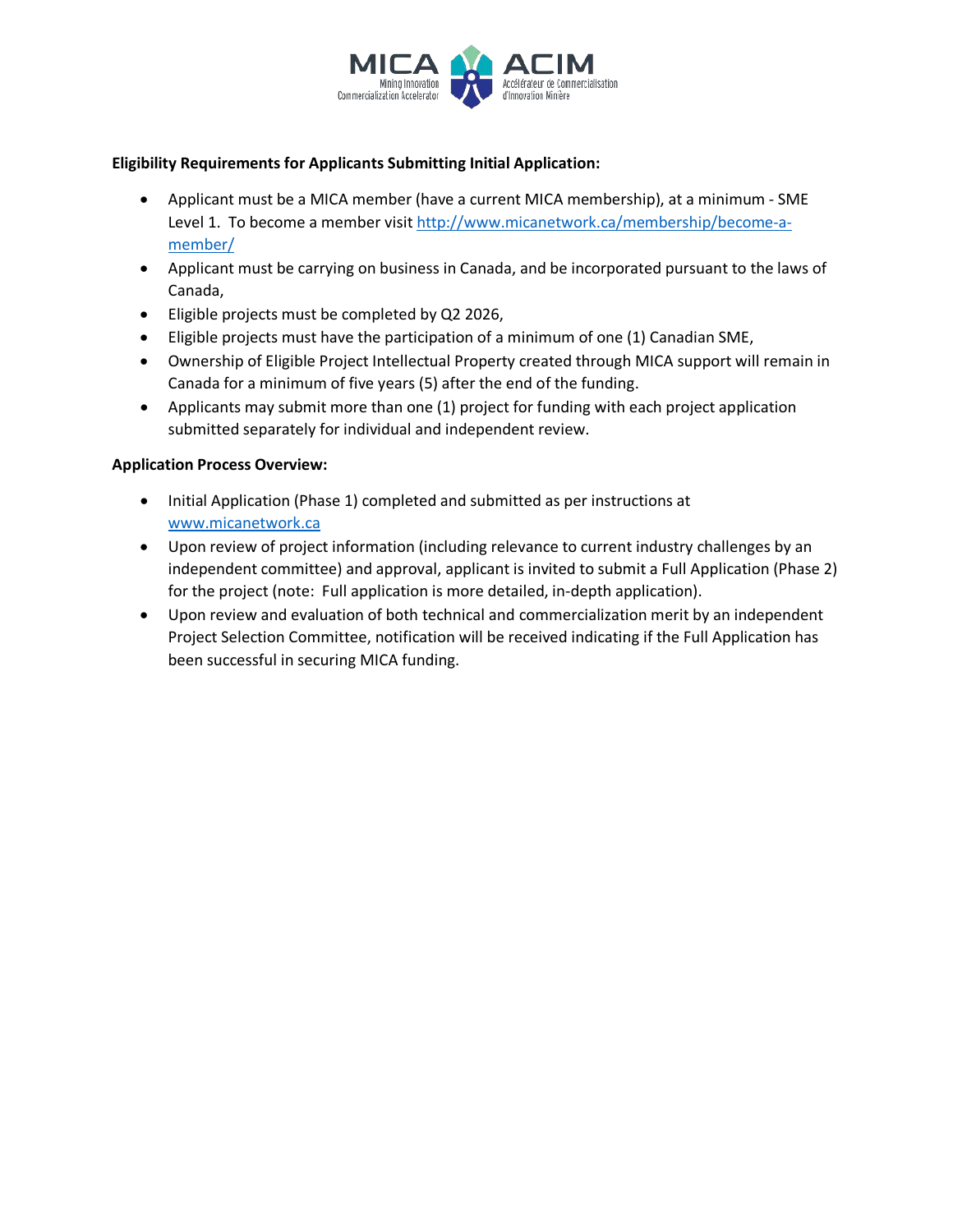**Eligibility Requirements for Applicants Submitting Initial Application:**

- Applicant must be a MICA member (have a current MICA membership), at a minimum - SME Level 1. To become a member visit [http://www.micanetwork.ca/membership/become-a-member/](http://www.micanetwork.ca/membership/become-a-member/)
- Applicant must be carrying on business in Canada, and be incorporated pursuant to the laws of Canada,
- Eligible projects must be completed by Q2 2026,
- Eligible projects must have the participation of a minimum of one (1) Canadian SME,
- Ownership of Eligible Project Intellectual Property created through MICA support will remain in Canada for a minimum of five years (5) after the end of the funding.
- Applicants may submit more than one (1) project for funding with each project application submitted separately for individual and independent review.

**Application Process Overview:**

- Initial Application (Phase 1) completed and submitted as per instructions at [www.micanetwork.ca](http://www.micanetwork.ca)
- Upon review of project information (including relevance to current industry challenges by an independent committee) and approval, applicant is invited to submit a Full Application (Phase 2) for the project (note: Full application is more detailed, in-depth application).
- Upon review and evaluation of both technical and commercialization merit by an independent Project Selection Committee, notification will be received indicating if the Full Application has been successful in securing MICA funding.